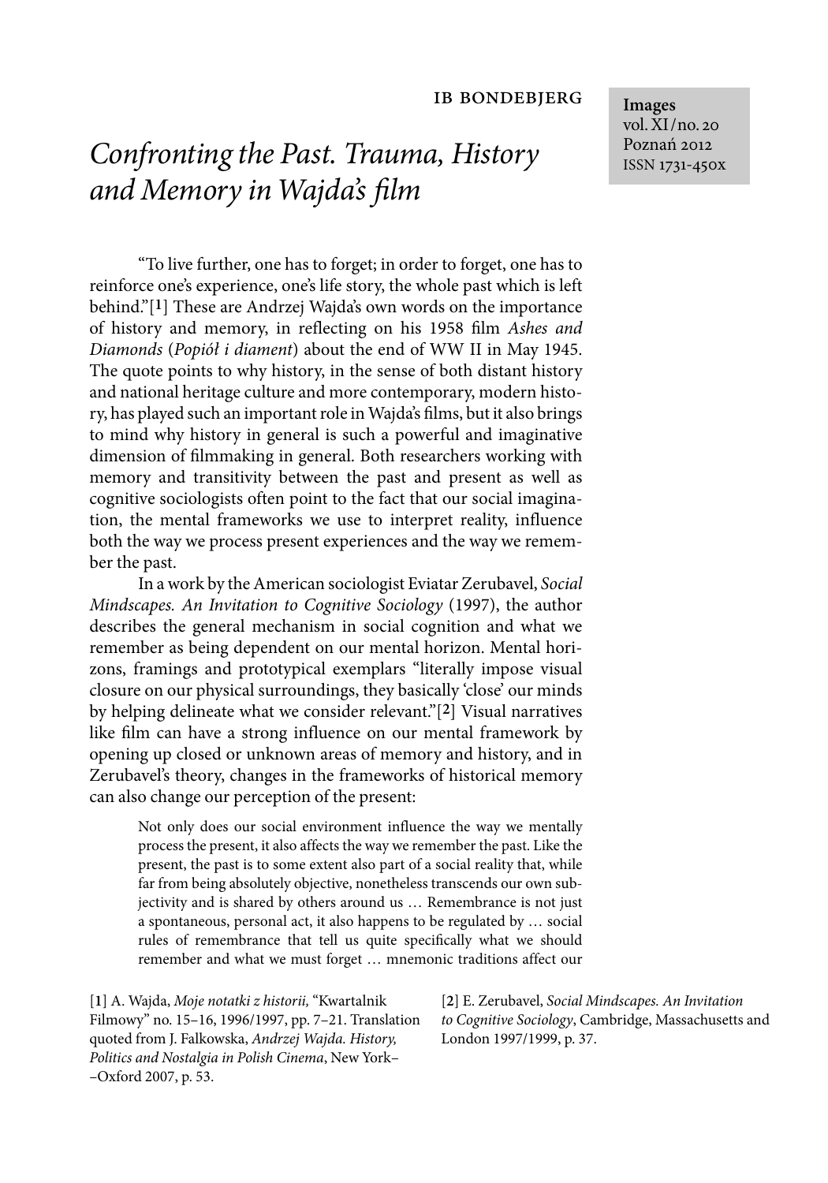IB BONDEBJERG

# *Confronting the Past. Trauma, History and Memory in Wajda's film*

Images
vol. XI/no. 20
Poznań 2012
ISSN 1731-450x

"To live further, one has to forget; in order to forget, one has to reinforce one's experience, one's life story, the whole past which is left behind."[1] These are Andrzej Wajda's own words on the importance of history and memory, in reflecting on his 1958 film *Ashes and Diamonds* (*Popiół i diament*) about the end of WW II in May 1945. The quote points to why history, in the sense of both distant history and national heritage culture and more contemporary, modern history, has played such an important role in Wajda's films, but it also brings to mind why history in general is such a powerful and imaginative dimension of filmmaking in general. Both researchers working with memory and transitivity between the past and present as well as cognitive sociologists often point to the fact that our social imagination, the mental frameworks we use to interpret reality, influence both the way we process present experiences and the way we remember the past.

In a work by the American sociologist Eviatar Zerubavel, *Social Mindscapes. An Invitation to Cognitive Sociology* (1997), the author describes the general mechanism in social cognition and what we remember as being dependent on our mental horizon. Mental horizons, framings and prototypical exemplars "literally impose visual closure on our physical surroundings, they basically 'close' our minds by helping delineate what we consider relevant."[2] Visual narratives like film can have a strong influence on our mental framework by opening up closed or unknown areas of memory and history, and in Zerubavel's theory, changes in the frameworks of historical memory can also change our perception of the present:

> Not only does our social environment influence the way we mentally process the present, it also affects the way we remember the past. Like the present, the past is to some extent also part of a social reality that, while far from being absolutely objective, nonetheless transcends our own subjectivity and is shared by others around us … Remembrance is not just a spontaneous, personal act, it also happens to be regulated by … social rules of remembrance that tell us quite specifically what we should remember and what we must forget … mnemonic traditions affect our

[1] A. Wajda, *Moje notatki z historii,* "Kwartalnik Filmowy" no. 15–16, 1996/1997, pp. 7–21. Translation quoted from J. Falkowska, *Andrzej Wajda. History, Politics and Nostalgia in Polish Cinema*, New York–Oxford 2007, p. 53.

[2] E. Zerubavel, *Social Mindscapes. An Invitation to Cognitive Sociology*, Cambridge, Massachusetts and London 1997/1999, p. 37.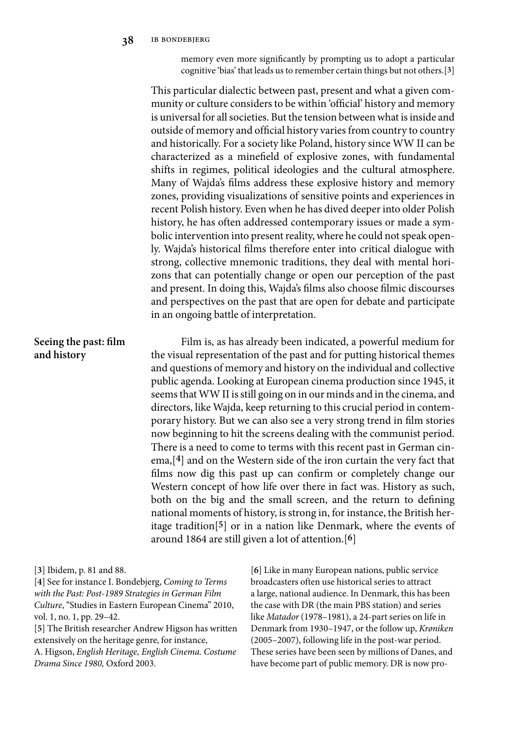memory even more significantly by prompting us to adopt a particular cognitive 'bias' that leads us to remember certain things but not others.[3]

This particular dialectic between past, present and what a given community or culture considers to be within 'official' history and memory is universal for all societies. But the tension between what is inside and outside of memory and official history varies from country to country and historically. For a society like Poland, history since WW II can be characterized as a minefield of explosive zones, with fundamental shifts in regimes, political ideologies and the cultural atmosphere. Many of Wajda's films address these explosive history and memory zones, providing visualizations of sensitive points and experiences in recent Polish history. Even when he has dived deeper into older Polish history, he has often addressed contemporary issues or made a symbolic intervention into present reality, where he could not speak openly. Wajda's historical films therefore enter into critical dialogue with strong, collective mnemonic traditions, they deal with mental horizons that can potentially change or open our perception of the past and present. In doing this, Wajda's films also choose filmic discourses and perspectives on the past that are open for debate and participate in an ongoing battle of interpretation.

## Seeing the past: film and history

Film is, as has already been indicated, a powerful medium for the visual representation of the past and for putting historical themes and questions of memory and history on the individual and collective public agenda. Looking at European cinema production since 1945, it seems that WW II is still going on in our minds and in the cinema, and directors, like Wajda, keep returning to this crucial period in contemporary history. But we can also see a very strong trend in film stories now beginning to hit the screens dealing with the communist period. There is a need to come to terms with this recent past in German cinema,[4] and on the Western side of the iron curtain the very fact that films now dig this past up can confirm or completely change our Western concept of how life over there in fact was. History as such, both on the big and the small screen, and the return to defining national moments of history, is strong in, for instance, the British heritage tradition[5] or in a nation like Denmark, where the events of around 1864 are still given a lot of attention.[6]

[3] Ibidem, p. 81 and 88.

[4] See for instance I. Bondebjerg, *Coming to Terms with the Past: Post-1989 Strategies in German Film Culture*, "Studies in Eastern European Cinema" 2010, vol. 1, no. 1, pp. 29–42.

[5] The British researcher Andrew Higson has written extensively on the heritage genre, for instance, A. Higson, *English Heritage, English Cinema. Costume Drama Since 1980,* Oxford 2003.

[6] Like in many European nations, public service broadcasters often use historical series to attract a large, national audience. In Denmark, this has been the case with DR (the main PBS station) and series like *Matador* (1978–1981), a 24-part series on life in Denmark from 1930–1947, or the follow up, *Krøniken* (2005–2007), following life in the post-war period. These series have been seen by millions of Danes, and have become part of public memory. DR is now pro-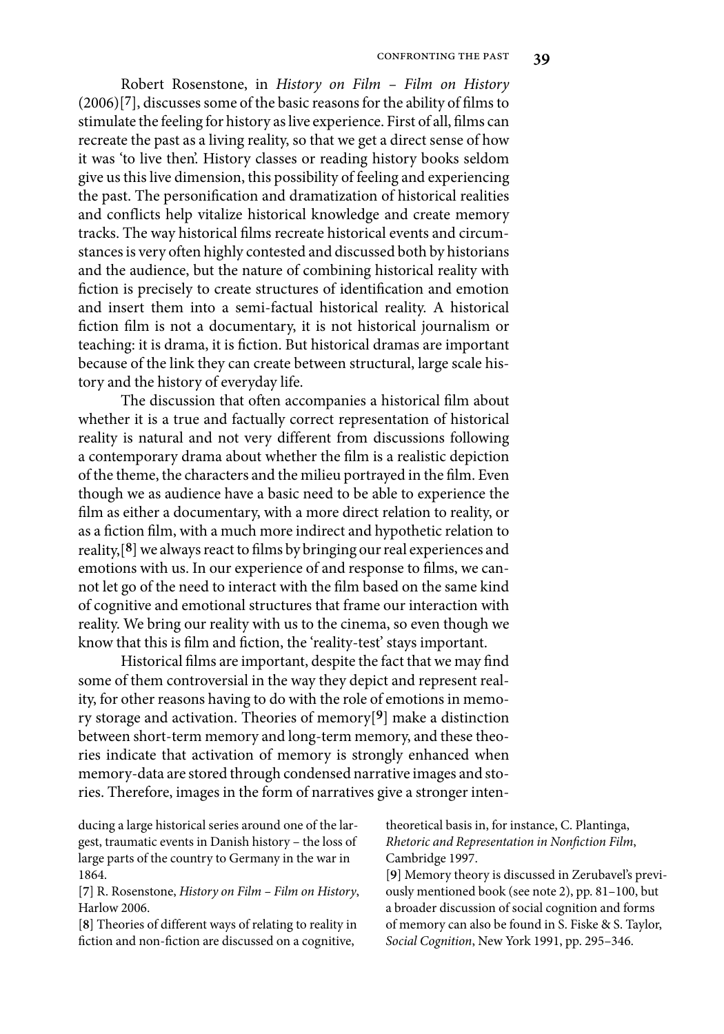Robert Rosenstone, in *History on Film – Film on History* (2006)[7], discusses some of the basic reasons for the ability of films to stimulate the feeling for history as live experience. First of all, films can recreate the past as a living reality, so that we get a direct sense of how it was 'to live then'. History classes or reading history books seldom give us this live dimension, this possibility of feeling and experiencing the past. The personification and dramatization of historical realities and conflicts help vitalize historical knowledge and create memory tracks. The way historical films recreate historical events and circumstances is very often highly contested and discussed both by historians and the audience, but the nature of combining historical reality with fiction is precisely to create structures of identification and emotion and insert them into a semi-factual historical reality. A historical fiction film is not a documentary, it is not historical journalism or teaching: it is drama, it is fiction. But historical dramas are important because of the link they can create between structural, large scale history and the history of everyday life.

The discussion that often accompanies a historical film about whether it is a true and factually correct representation of historical reality is natural and not very different from discussions following a contemporary drama about whether the film is a realistic depiction of the theme, the characters and the milieu portrayed in the film. Even though we as audience have a basic need to be able to experience the film as either a documentary, with a more direct relation to reality, or as a fiction film, with a much more indirect and hypothetic relation to reality,[8] we always react to films by bringing our real experiences and emotions with us. In our experience of and response to films, we cannot let go of the need to interact with the film based on the same kind of cognitive and emotional structures that frame our interaction with reality. We bring our reality with us to the cinema, so even though we know that this is film and fiction, the 'reality-test' stays important.

Historical films are important, despite the fact that we may find some of them controversial in the way they depict and represent reality, for other reasons having to do with the role of emotions in memory storage and activation. Theories of memory[9] make a distinction between short-term memory and long-term memory, and these theories indicate that activation of memory is strongly enhanced when memory-data are stored through condensed narrative images and stories. Therefore, images in the form of narratives give a stronger inten-

ducing a large historical series around one of the largest, traumatic events in Danish history – the loss of large parts of the country to Germany in the war in 1864.

[7] R. Rosenstone, *History on Film – Film on History*, Harlow 2006.

[8] Theories of different ways of relating to reality in fiction and non-fiction are discussed on a cognitive, theoretical basis in, for instance, C. Plantinga, *Rhetoric and Representation in Nonfiction Film*, Cambridge 1997.

[9] Memory theory is discussed in Zerubavel's previously mentioned book (see note 2), pp. 81–100, but a broader discussion of social cognition and forms of memory can also be found in S. Fiske & S. Taylor, *Social Cognition*, New York 1991, pp. 295–346.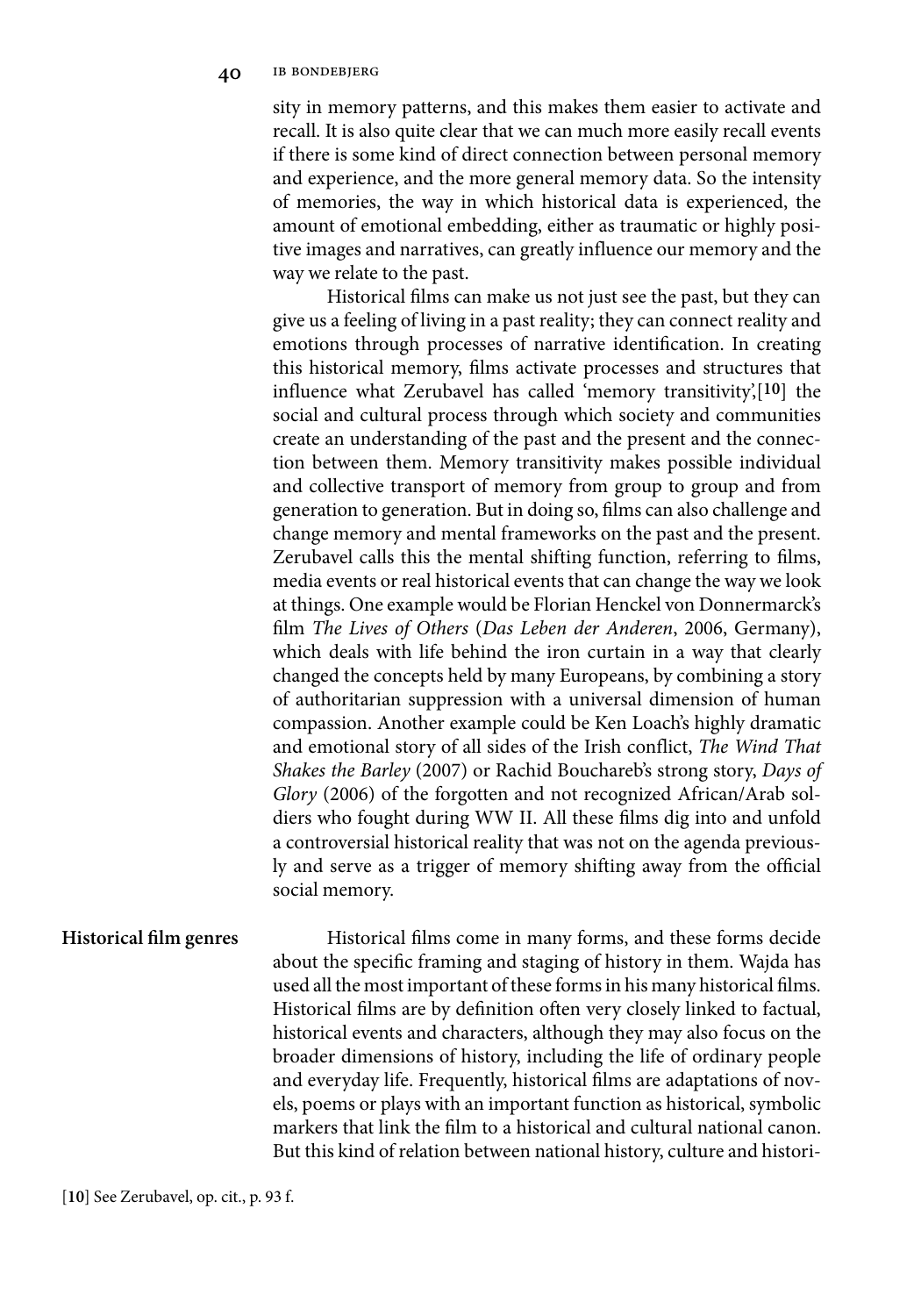sity in memory patterns, and this makes them easier to activate and recall. It is also quite clear that we can much more easily recall events if there is some kind of direct connection between personal memory and experience, and the more general memory data. So the intensity of memories, the way in which historical data is experienced, the amount of emotional embedding, either as traumatic or highly positive images and narratives, can greatly influence our memory and the way we relate to the past.

Historical films can make us not just see the past, but they can give us a feeling of living in a past reality; they can connect reality and emotions through processes of narrative identification. In creating this historical memory, films activate processes and structures that influence what Zerubavel has called 'memory transitivity',[**10**] the social and cultural process through which society and communities create an understanding of the past and the present and the connection between them. Memory transitivity makes possible individual and collective transport of memory from group to group and from generation to generation. But in doing so, films can also challenge and change memory and mental frameworks on the past and the present. Zerubavel calls this the mental shifting function, referring to films, media events or real historical events that can change the way we look at things. One example would be Florian Henckel von Donnermarck's film *The Lives of Others* (*Das Leben der Anderen*, 2006, Germany), which deals with life behind the iron curtain in a way that clearly changed the concepts held by many Europeans, by combining a story of authoritarian suppression with a universal dimension of human compassion. Another example could be Ken Loach's highly dramatic and emotional story of all sides of the Irish conflict, *The Wind That Shakes the Barley* (2007) or Rachid Bouchareb's strong story, *Days of Glory* (2006) of the forgotten and not recognized African/Arab soldiers who fought during WW II. All these films dig into and unfold a controversial historical reality that was not on the agenda previously and serve as a trigger of memory shifting away from the official social memory.

## Historical film genres

Historical films come in many forms, and these forms decide about the specific framing and staging of history in them. Wajda has used all the most important of these forms in his many historical films. Historical films are by definition often very closely linked to factual, historical events and characters, although they may also focus on the broader dimensions of history, including the life of ordinary people and everyday life. Frequently, historical films are adaptations of novels, poems or plays with an important function as historical, symbolic markers that link the film to a historical and cultural national canon. But this kind of relation between national history, culture and histori-

[**10**] See Zerubavel, op. cit., p. 93 f.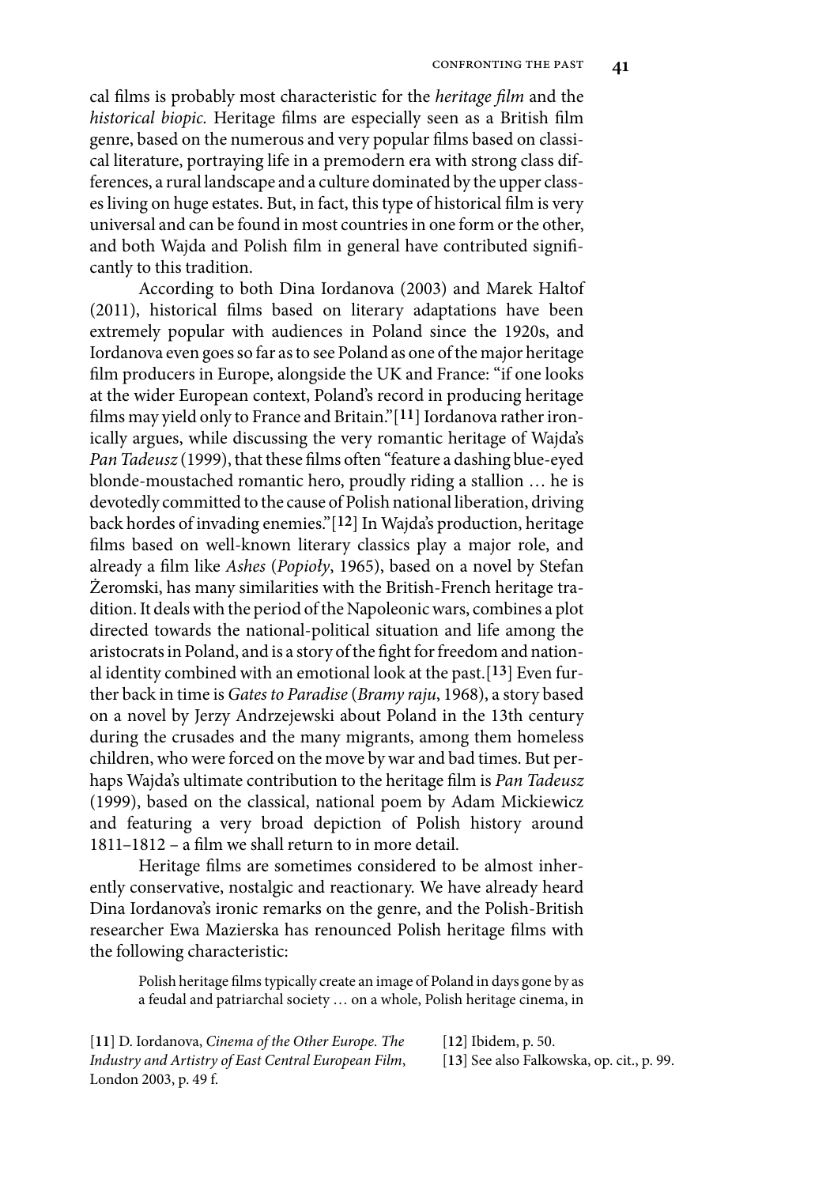cal films is probably most characteristic for the *heritage film* and the *historical biopic.* Heritage films are especially seen as a British film genre, based on the numerous and very popular films based on classical literature, portraying life in a premodern era with strong class differences, a rural landscape and a culture dominated by the upper classes living on huge estates. But, in fact, this type of historical film is very universal and can be found in most countries in one form or the other, and both Wajda and Polish film in general have contributed significantly to this tradition.

According to both Dina Iordanova (2003) and Marek Haltof (2011), historical films based on literary adaptations have been extremely popular with audiences in Poland since the 1920s, and Iordanova even goes so far as to see Poland as one of the major heritage film producers in Europe, alongside the UK and France: "if one looks at the wider European context, Poland's record in producing heritage films may yield only to France and Britain."[11] Iordanova rather ironically argues, while discussing the very romantic heritage of Wajda's *Pan Tadeusz* (1999), that these films often "feature a dashing blue-eyed blonde-moustached romantic hero, proudly riding a stallion … he is devotedly committed to the cause of Polish national liberation, driving back hordes of invading enemies."[12] In Wajda's production, heritage films based on well-known literary classics play a major role, and already a film like *Ashes* (*Popioły*, 1965), based on a novel by Stefan Żeromski, has many similarities with the British-French heritage tradition. It deals with the period of the Napoleonic wars, combines a plot directed towards the national-political situation and life among the aristocrats in Poland, and is a story of the fight for freedom and national identity combined with an emotional look at the past.[13] Even further back in time is *Gates to Paradise* (*Bramy raju*, 1968), a story based on a novel by Jerzy Andrzejewski about Poland in the 13th century during the crusades and the many migrants, among them homeless children, who were forced on the move by war and bad times. But perhaps Wajda's ultimate contribution to the heritage film is *Pan Tadeusz* (1999), based on the classical, national poem by Adam Mickiewicz and featuring a very broad depiction of Polish history around 1811–1812 – a film we shall return to in more detail.

Heritage films are sometimes considered to be almost inherently conservative, nostalgic and reactionary. We have already heard Dina Iordanova's ironic remarks on the genre, and the Polish-British researcher Ewa Mazierska has renounced Polish heritage films with the following characteristic:

> Polish heritage films typically create an image of Poland in days gone by as a feudal and patriarchal society … on a whole, Polish heritage cinema, in

[11] D. Iordanova, *Cinema of the Other Europe. The Industry and Artistry of East Central European Film*, London 2003, p. 49 f.

[12] Ibidem, p. 50.

[13] See also Falkowska, op. cit., p. 99.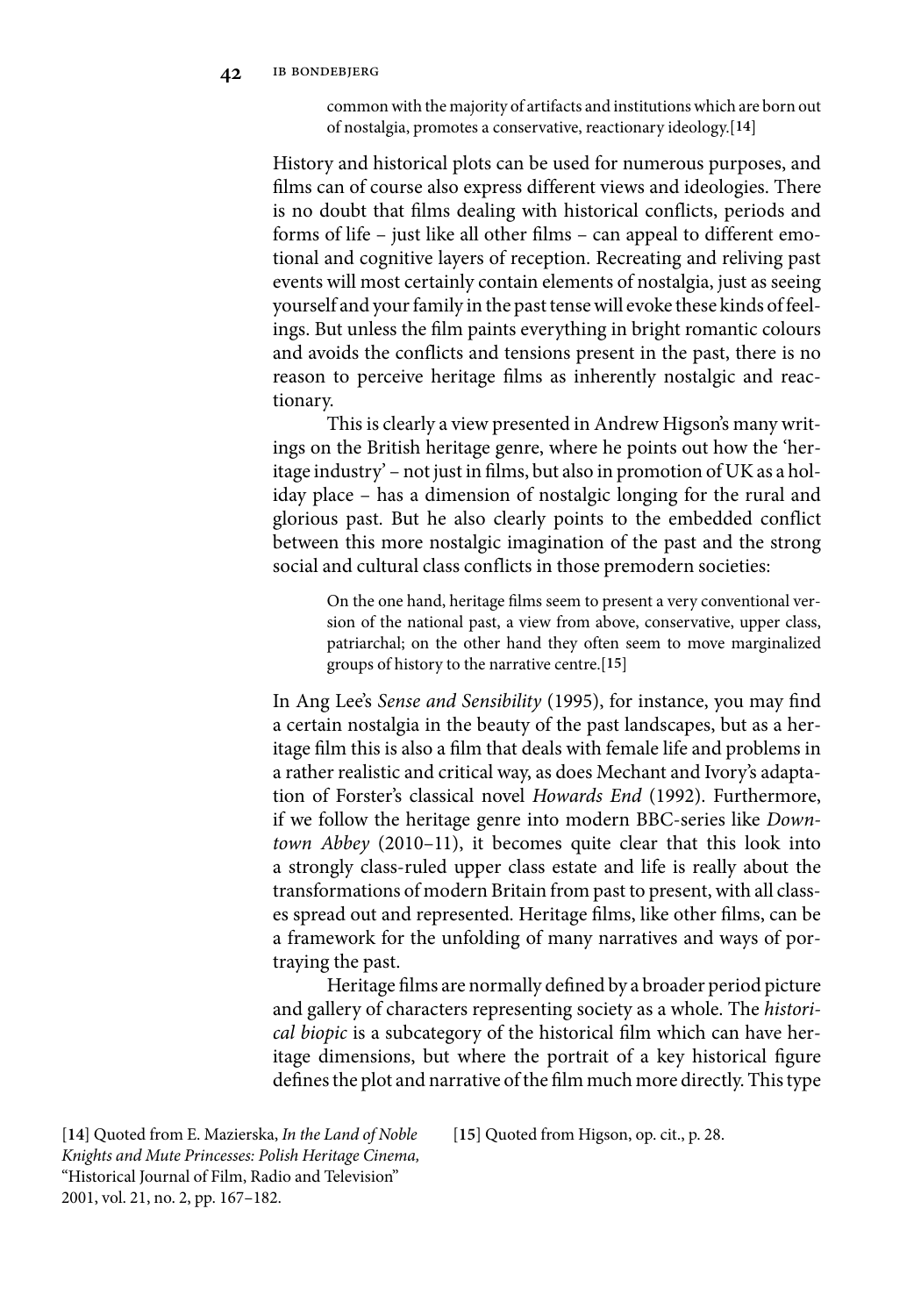> common with the majority of artifacts and institutions which are born out of nostalgia, promotes a conservative, reactionary ideology.[14]

History and historical plots can be used for numerous purposes, and films can of course also express different views and ideologies. There is no doubt that films dealing with historical conflicts, periods and forms of life – just like all other films – can appeal to different emotional and cognitive layers of reception. Recreating and reliving past events will most certainly contain elements of nostalgia, just as seeing yourself and your family in the past tense will evoke these kinds of feelings. But unless the film paints everything in bright romantic colours and avoids the conflicts and tensions present in the past, there is no reason to perceive heritage films as inherently nostalgic and reactionary.

This is clearly a view presented in Andrew Higson's many writings on the British heritage genre, where he points out how the 'heritage industry' – not just in films, but also in promotion of UK as a holiday place – has a dimension of nostalgic longing for the rural and glorious past. But he also clearly points to the embedded conflict between this more nostalgic imagination of the past and the strong social and cultural class conflicts in those premodern societies:

> On the one hand, heritage films seem to present a very conventional version of the national past, a view from above, conservative, upper class, patriarchal; on the other hand they often seem to move marginalized groups of history to the narrative centre.[15]

In Ang Lee's *Sense and Sensibility* (1995), for instance, you may find a certain nostalgia in the beauty of the past landscapes, but as a heritage film this is also a film that deals with female life and problems in a rather realistic and critical way, as does Mechant and Ivory's adaptation of Forster's classical novel *Howards End* (1992). Furthermore, if we follow the heritage genre into modern BBC-series like *Downtown Abbey* (2010–11), it becomes quite clear that this look into a strongly class-ruled upper class estate and life is really about the transformations of modern Britain from past to present, with all classes spread out and represented. Heritage films, like other films, can be a framework for the unfolding of many narratives and ways of portraying the past.

Heritage films are normally defined by a broader period picture and gallery of characters representing society as a whole. The *historical biopic* is a subcategory of the historical film which can have heritage dimensions, but where the portrait of a key historical figure defines the plot and narrative of the film much more directly. This type

[14] Quoted from E. Mazierska, *In the Land of Noble Knights and Mute Princesses: Polish Heritage Cinema,* "Historical Journal of Film, Radio and Television" 2001, vol. 21, no. 2, pp. 167–182.

[15] Quoted from Higson, op. cit., p. 28.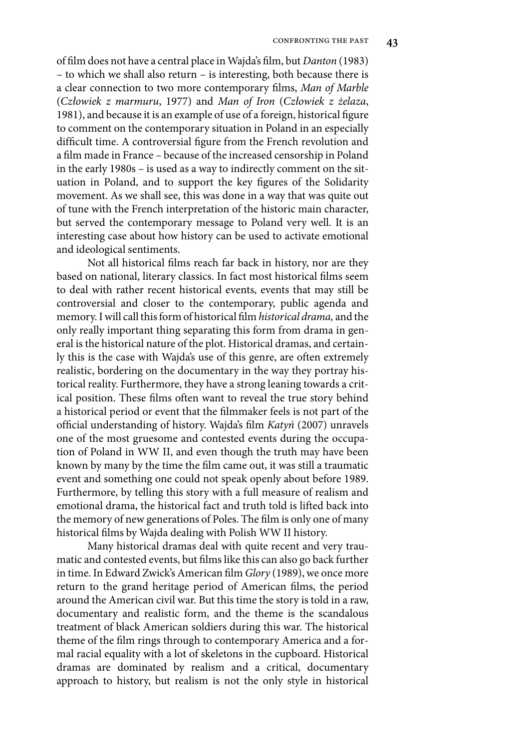of film does not have a central place in Wajda's film, but *Danton* (1983) – to which we shall also return – is interesting, both because there is a clear connection to two more contemporary films, *Man of Marble* (*Człowiek z marmuru*, 1977) and *Man of Iron* (*Człowiek z żelaza*, 1981), and because it is an example of use of a foreign, historical figure to comment on the contemporary situation in Poland in an especially difficult time. A controversial figure from the French revolution and a film made in France – because of the increased censorship in Poland in the early 1980s – is used as a way to indirectly comment on the situation in Poland, and to support the key figures of the Solidarity movement. As we shall see, this was done in a way that was quite out of tune with the French interpretation of the historic main character, but served the contemporary message to Poland very well. It is an interesting case about how history can be used to activate emotional and ideological sentiments.

Not all historical films reach far back in history, nor are they based on national, literary classics. In fact most historical films seem to deal with rather recent historical events, events that may still be controversial and closer to the contemporary, public agenda and memory. I will call this form of historical film *historical drama,* and the only really important thing separating this form from drama in general is the historical nature of the plot. Historical dramas, and certainly this is the case with Wajda's use of this genre, are often extremely realistic, bordering on the documentary in the way they portray historical reality. Furthermore, they have a strong leaning towards a critical position. These films often want to reveal the true story behind a historical period or event that the filmmaker feels is not part of the official understanding of history. Wajda's film *Katyń* (2007) unravels one of the most gruesome and contested events during the occupation of Poland in WW II, and even though the truth may have been known by many by the time the film came out, it was still a traumatic event and something one could not speak openly about before 1989. Furthermore, by telling this story with a full measure of realism and emotional drama, the historical fact and truth told is lifted back into the memory of new generations of Poles. The film is only one of many historical films by Wajda dealing with Polish WW II history.

Many historical dramas deal with quite recent and very traumatic and contested events, but films like this can also go back further in time. In Edward Zwick's American film *Glory* (1989), we once more return to the grand heritage period of American films, the period around the American civil war. But this time the story is told in a raw, documentary and realistic form, and the theme is the scandalous treatment of black American soldiers during this war. The historical theme of the film rings through to contemporary America and a formal racial equality with a lot of skeletons in the cupboard. Historical dramas are dominated by realism and a critical, documentary approach to history, but realism is not the only style in historical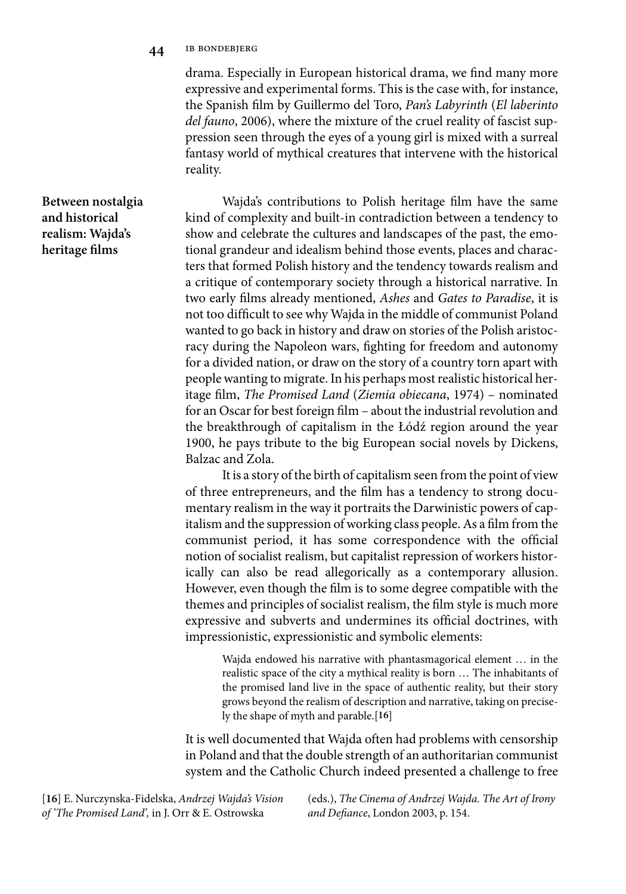drama. Especially in European historical drama, we find many more expressive and experimental forms. This is the case with, for instance, the Spanish film by Guillermo del Toro, *Pan's Labyrinth* (*El laberinto del fauno*, 2006), where the mixture of the cruel reality of fascist suppression seen through the eyes of a young girl is mixed with a surreal fantasy world of mythical creatures that intervene with the historical reality.

## Between nostalgia and historical realism: Wajda's heritage films

Wajda's contributions to Polish heritage film have the same kind of complexity and built-in contradiction between a tendency to show and celebrate the cultures and landscapes of the past, the emotional grandeur and idealism behind those events, places and characters that formed Polish history and the tendency towards realism and a critique of contemporary society through a historical narrative. In two early films already mentioned, *Ashes* and *Gates to Paradise*, it is not too difficult to see why Wajda in the middle of communist Poland wanted to go back in history and draw on stories of the Polish aristocracy during the Napoleon wars, fighting for freedom and autonomy for a divided nation, or draw on the story of a country torn apart with people wanting to migrate. In his perhaps most realistic historical heritage film, *The Promised Land* (*Ziemia obiecana*, 1974) – nominated for an Oscar for best foreign film – about the industrial revolution and the breakthrough of capitalism in the Łódź region around the year 1900, he pays tribute to the big European social novels by Dickens, Balzac and Zola.

It is a story of the birth of capitalism seen from the point of view of three entrepreneurs, and the film has a tendency to strong documentary realism in the way it portraits the Darwinistic powers of capitalism and the suppression of working class people. As a film from the communist period, it has some correspondence with the official notion of socialist realism, but capitalist repression of workers historically can also be read allegorically as a contemporary allusion. However, even though the film is to some degree compatible with the themes and principles of socialist realism, the film style is much more expressive and subverts and undermines its official doctrines, with impressionistic, expressionistic and symbolic elements:

> Wajda endowed his narrative with phantasmagorical element … in the realistic space of the city a mythical reality is born … The inhabitants of the promised land live in the space of authentic reality, but their story grows beyond the realism of description and narrative, taking on precisely the shape of myth and parable.[16]

It is well documented that Wajda often had problems with censorship in Poland and that the double strength of an authoritarian communist system and the Catholic Church indeed presented a challenge to free

[16] E. Nurczynska-Fidelska, *Andrzej Wajda's Vision of 'The Promised Land',* in J. Orr & E. Ostrowska (eds.), *The Cinema of Andrzej Wajda. The Art of Irony and Defiance*, London 2003, p. 154.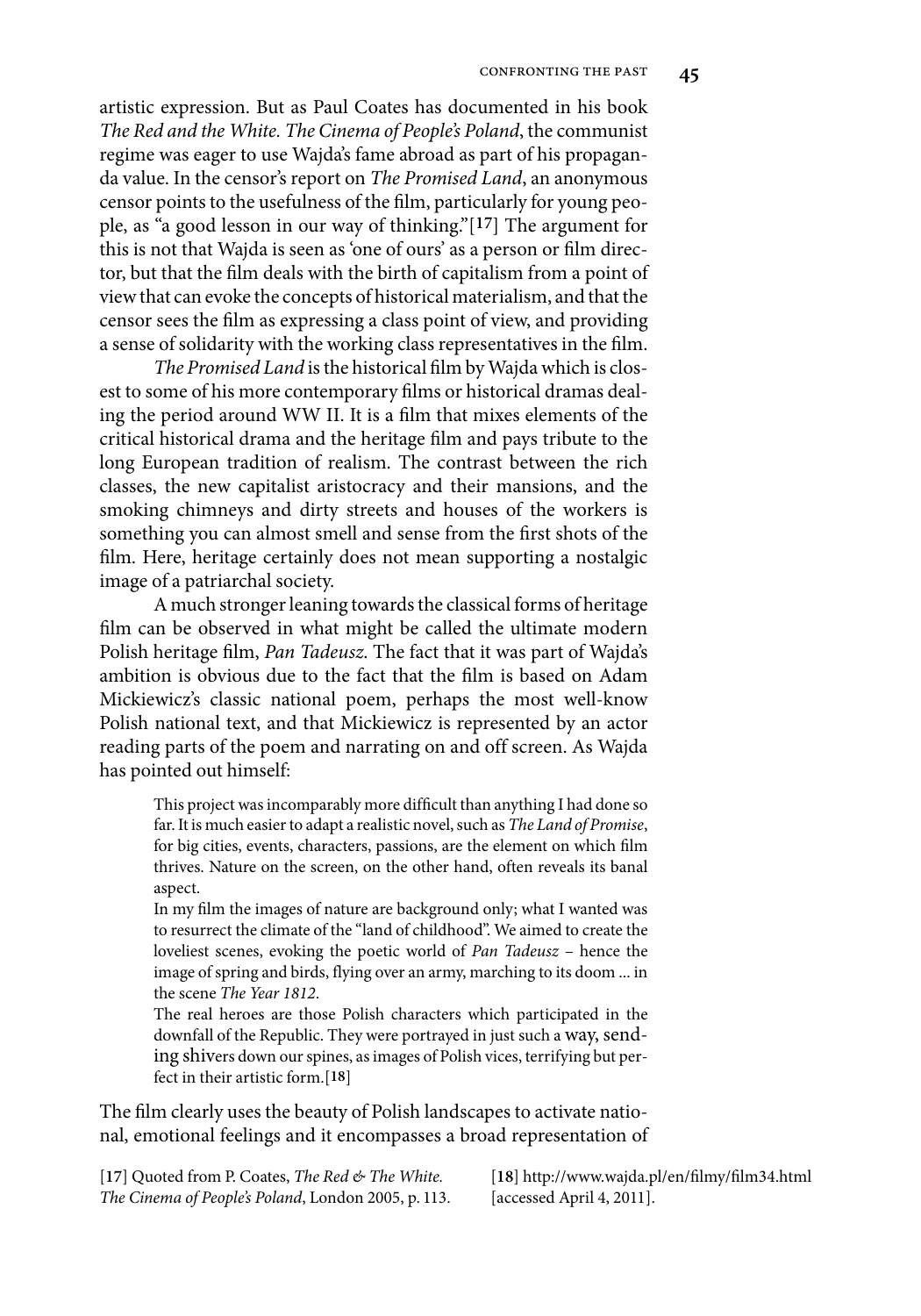artistic expression. But as Paul Coates has documented in his book *The Red and the White. The Cinema of People's Poland*, the communist regime was eager to use Wajda's fame abroad as part of his propaganda value. In the censor's report on *The Promised Land*, an anonymous censor points to the usefulness of the film, particularly for young people, as "a good lesson in our way of thinking."[17] The argument for this is not that Wajda is seen as 'one of ours' as a person or film director, but that the film deals with the birth of capitalism from a point of view that can evoke the concepts of historical materialism, and that the censor sees the film as expressing a class point of view, and providing a sense of solidarity with the working class representatives in the film.

*The Promised Land* is the historical film by Wajda which is closest to some of his more contemporary films or historical dramas dealing the period around WW II. It is a film that mixes elements of the critical historical drama and the heritage film and pays tribute to the long European tradition of realism. The contrast between the rich classes, the new capitalist aristocracy and their mansions, and the smoking chimneys and dirty streets and houses of the workers is something you can almost smell and sense from the first shots of the film. Here, heritage certainly does not mean supporting a nostalgic image of a patriarchal society.

A much stronger leaning towards the classical forms of heritage film can be observed in what might be called the ultimate modern Polish heritage film, *Pan Tadeusz*. The fact that it was part of Wajda's ambition is obvious due to the fact that the film is based on Adam Mickiewicz's classic national poem, perhaps the most well-know Polish national text, and that Mickiewicz is represented by an actor reading parts of the poem and narrating on and off screen. As Wajda has pointed out himself:

> This project was incomparably more difficult than anything I had done so far. It is much easier to adapt a realistic novel, such as *The Land of Promise*, for big cities, events, characters, passions, are the element on which film thrives. Nature on the screen, on the other hand, often reveals its banal aspect.
>
> In my film the images of nature are background only; what I wanted was to resurrect the climate of the "land of childhood". We aimed to create the loveliest scenes, evoking the poetic world of *Pan Tadeusz* – hence the image of spring and birds, flying over an army, marching to its doom ... in the scene *The Year 1812*.
>
> The real heroes are those Polish characters which participated in the downfall of the Republic. They were portrayed in just such a way, sending shivers down our spines, as images of Polish vices, terrifying but perfect in their artistic form.[18]

The film clearly uses the beauty of Polish landscapes to activate national, emotional feelings and it encompasses a broad representation of

[17] Quoted from P. Coates, *The Red & The White. The Cinema of People's Poland*, London 2005, p. 113.

[18] http://www.wajda.pl/en/filmy/film34.html [accessed April 4, 2011].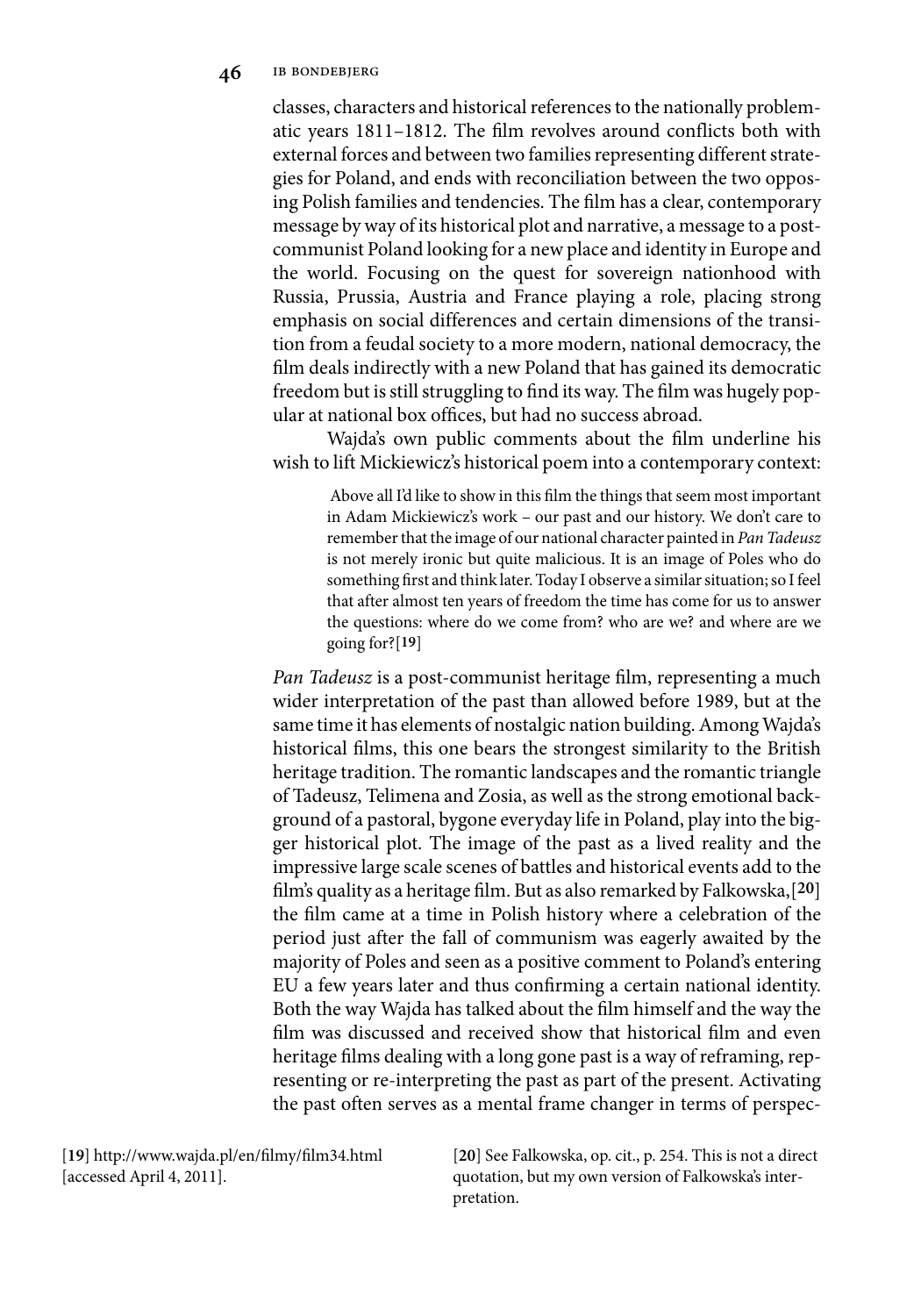classes, characters and historical references to the nationally problematic years 1811–1812. The film revolves around conflicts both with external forces and between two families representing different strategies for Poland, and ends with reconciliation between the two opposing Polish families and tendencies. The film has a clear, contemporary message by way of its historical plot and narrative, a message to a post-communist Poland looking for a new place and identity in Europe and the world. Focusing on the quest for sovereign nationhood with Russia, Prussia, Austria and France playing a role, placing strong emphasis on social differences and certain dimensions of the transition from a feudal society to a more modern, national democracy, the film deals indirectly with a new Poland that has gained its democratic freedom but is still struggling to find its way. The film was hugely popular at national box offices, but had no success abroad.

Wajda's own public comments about the film underline his wish to lift Mickiewicz's historical poem into a contemporary context:

> Above all I'd like to show in this film the things that seem most important in Adam Mickiewicz's work – our past and our history. We don't care to remember that the image of our national character painted in *Pan Tadeusz* is not merely ironic but quite malicious. It is an image of Poles who do something first and think later. Today I observe a similar situation; so I feel that after almost ten years of freedom the time has come for us to answer the questions: where do we come from? who are we? and where are we going for?[**19**]

*Pan Tadeusz* is a post-communist heritage film, representing a much wider interpretation of the past than allowed before 1989, but at the same time it has elements of nostalgic nation building. Among Wajda's historical films, this one bears the strongest similarity to the British heritage tradition. The romantic landscapes and the romantic triangle of Tadeusz, Telimena and Zosia, as well as the strong emotional background of a pastoral, bygone everyday life in Poland, play into the bigger historical plot. The image of the past as a lived reality and the impressive large scale scenes of battles and historical events add to the film's quality as a heritage film. But as also remarked by Falkowska,[**20**] the film came at a time in Polish history where a celebration of the period just after the fall of communism was eagerly awaited by the majority of Poles and seen as a positive comment to Poland's entering EU a few years later and thus confirming a certain national identity. Both the way Wajda has talked about the film himself and the way the film was discussed and received show that historical film and even heritage films dealing with a long gone past is a way of reframing, representing or re-interpreting the past as part of the present. Activating the past often serves as a mental frame changer in terms of perspec-

[**19**] http://www.wajda.pl/en/filmy/film34.html [accessed April 4, 2011].

[**20**] See Falkowska, op. cit., p. 254. This is not a direct quotation, but my own version of Falkowska's interpretation.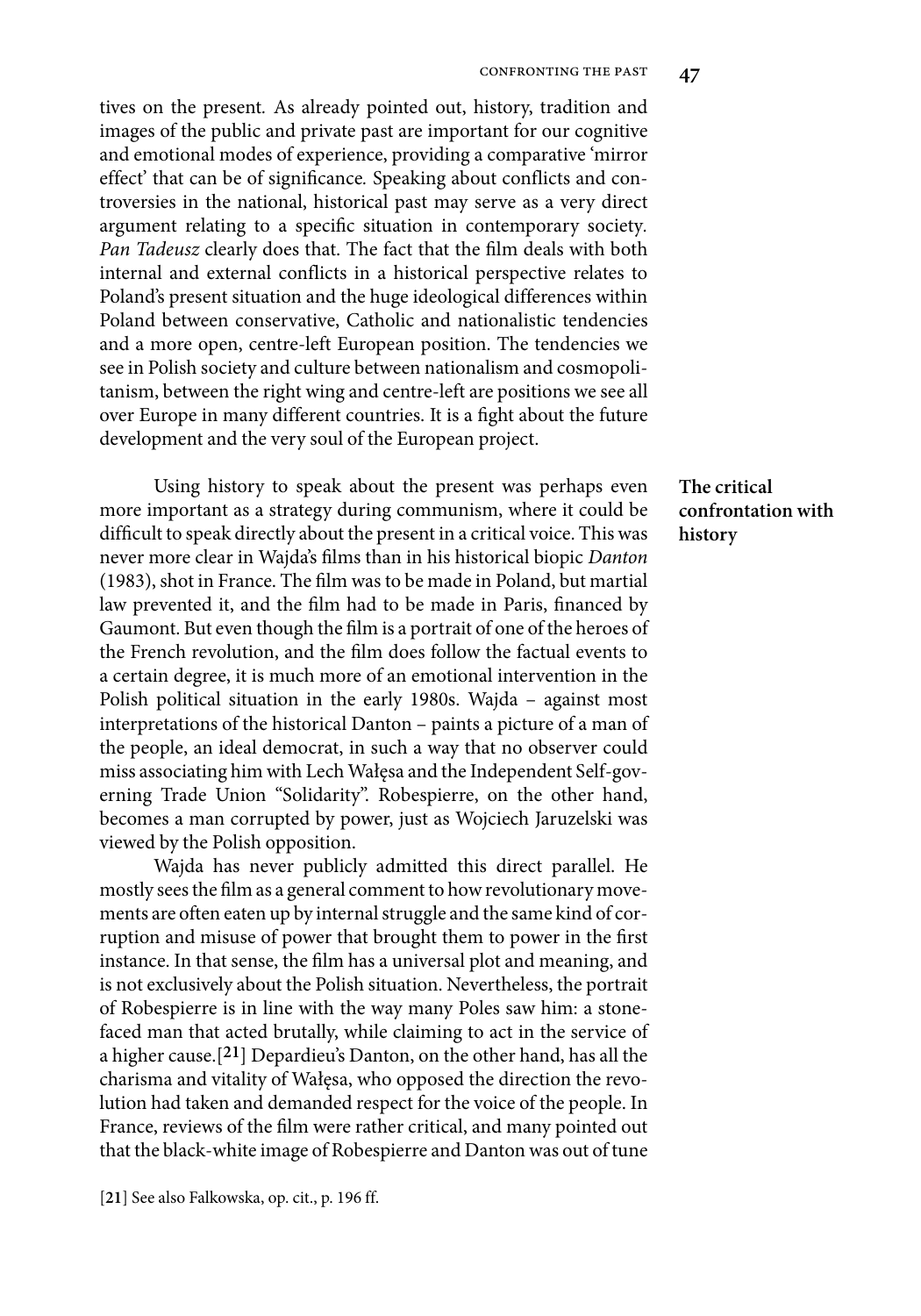tives on the present. As already pointed out, history, tradition and images of the public and private past are important for our cognitive and emotional modes of experience, providing a comparative 'mirror effect' that can be of significance. Speaking about conflicts and controversies in the national, historical past may serve as a very direct argument relating to a specific situation in contemporary society. *Pan Tadeusz* clearly does that. The fact that the film deals with both internal and external conflicts in a historical perspective relates to Poland's present situation and the huge ideological differences within Poland between conservative, Catholic and nationalistic tendencies and a more open, centre-left European position. The tendencies we see in Polish society and culture between nationalism and cosmopolitanism, between the right wing and centre-left are positions we see all over Europe in many different countries. It is a fight about the future development and the very soul of the European project.

### The critical confrontation with history

Using history to speak about the present was perhaps even more important as a strategy during communism, where it could be difficult to speak directly about the present in a critical voice. This was never more clear in Wajda's films than in his historical biopic *Danton* (1983), shot in France. The film was to be made in Poland, but martial law prevented it, and the film had to be made in Paris, financed by Gaumont. But even though the film is a portrait of one of the heroes of the French revolution, and the film does follow the factual events to a certain degree, it is much more of an emotional intervention in the Polish political situation in the early 1980s. Wajda – against most interpretations of the historical Danton – paints a picture of a man of the people, an ideal democrat, in such a way that no observer could miss associating him with Lech Wałęsa and the Independent Self-governing Trade Union "Solidarity". Robespierre, on the other hand, becomes a man corrupted by power, just as Wojciech Jaruzelski was viewed by the Polish opposition.

Wajda has never publicly admitted this direct parallel. He mostly sees the film as a general comment to how revolutionary movements are often eaten up by internal struggle and the same kind of corruption and misuse of power that brought them to power in the first instance. In that sense, the film has a universal plot and meaning, and is not exclusively about the Polish situation. Nevertheless, the portrait of Robespierre is in line with the way many Poles saw him: a stone-faced man that acted brutally, while claiming to act in the service of a higher cause.[21] Depardieu's Danton, on the other hand, has all the charisma and vitality of Wałęsa, who opposed the direction the revolution had taken and demanded respect for the voice of the people. In France, reviews of the film were rather critical, and many pointed out that the black-white image of Robespierre and Danton was out of tune

[21] See also Falkowska, op. cit., p. 196 ff.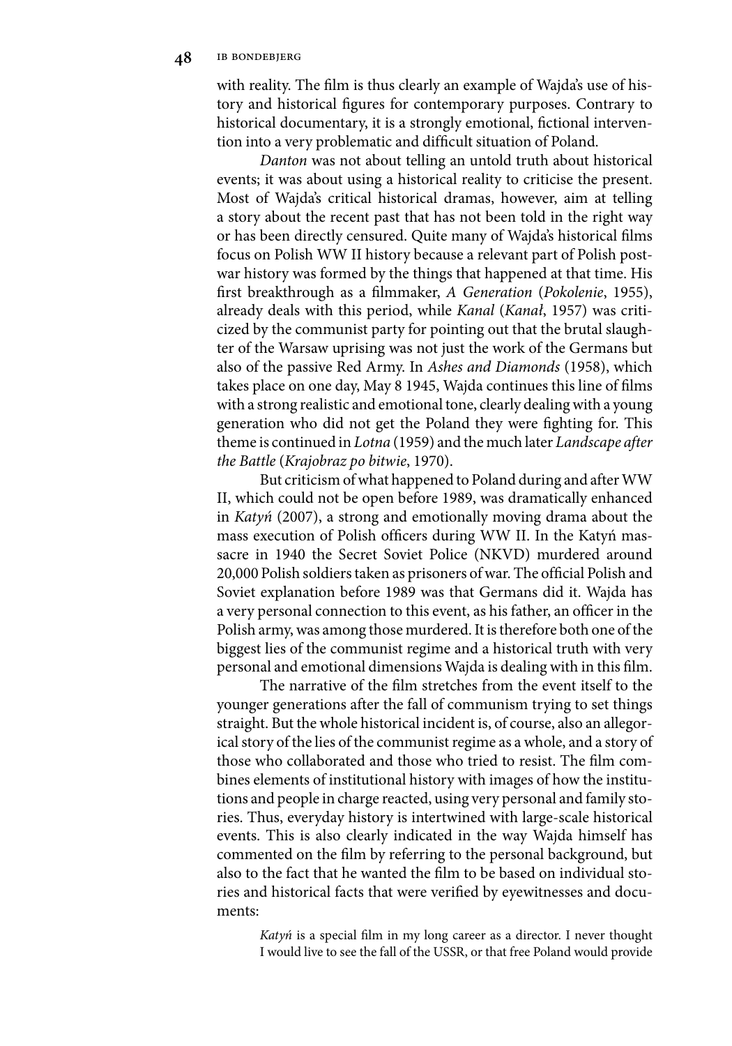with reality. The film is thus clearly an example of Wajda's use of history and historical figures for contemporary purposes. Contrary to historical documentary, it is a strongly emotional, fictional intervention into a very problematic and difficult situation of Poland.

*Danton* was not about telling an untold truth about historical events; it was about using a historical reality to criticise the present. Most of Wajda's critical historical dramas, however, aim at telling a story about the recent past that has not been told in the right way or has been directly censured. Quite many of Wajda's historical films focus on Polish WW II history because a relevant part of Polish post-war history was formed by the things that happened at that time. His first breakthrough as a filmmaker, *A Generation* (*Pokolenie*, 1955), already deals with this period, while *Kanal* (*Kanał*, 1957) was criticized by the communist party for pointing out that the brutal slaughter of the Warsaw uprising was not just the work of the Germans but also of the passive Red Army. In *Ashes and Diamonds* (1958), which takes place on one day, May 8 1945, Wajda continues this line of films with a strong realistic and emotional tone, clearly dealing with a young generation who did not get the Poland they were fighting for. This theme is continued in *Lotna* (1959) and the much later *Landscape after the Battle* (*Krajobraz po bitwie*, 1970).

But criticism of what happened to Poland during and after WW II, which could not be open before 1989, was dramatically enhanced in *Katyń* (2007), a strong and emotionally moving drama about the mass execution of Polish officers during WW II. In the Katyń massacre in 1940 the Secret Soviet Police (NKVD) murdered around 20,000 Polish soldiers taken as prisoners of war. The official Polish and Soviet explanation before 1989 was that Germans did it. Wajda has a very personal connection to this event, as his father, an officer in the Polish army, was among those murdered. It is therefore both one of the biggest lies of the communist regime and a historical truth with very personal and emotional dimensions Wajda is dealing with in this film.

The narrative of the film stretches from the event itself to the younger generations after the fall of communism trying to set things straight. But the whole historical incident is, of course, also an allegorical story of the lies of the communist regime as a whole, and a story of those who collaborated and those who tried to resist. The film combines elements of institutional history with images of how the institutions and people in charge reacted, using very personal and family stories. Thus, everyday history is intertwined with large-scale historical events. This is also clearly indicated in the way Wajda himself has commented on the film by referring to the personal background, but also to the fact that he wanted the film to be based on individual stories and historical facts that were verified by eyewitnesses and documents:

> *Katyń* is a special film in my long career as a director. I never thought I would live to see the fall of the USSR, or that free Poland would provide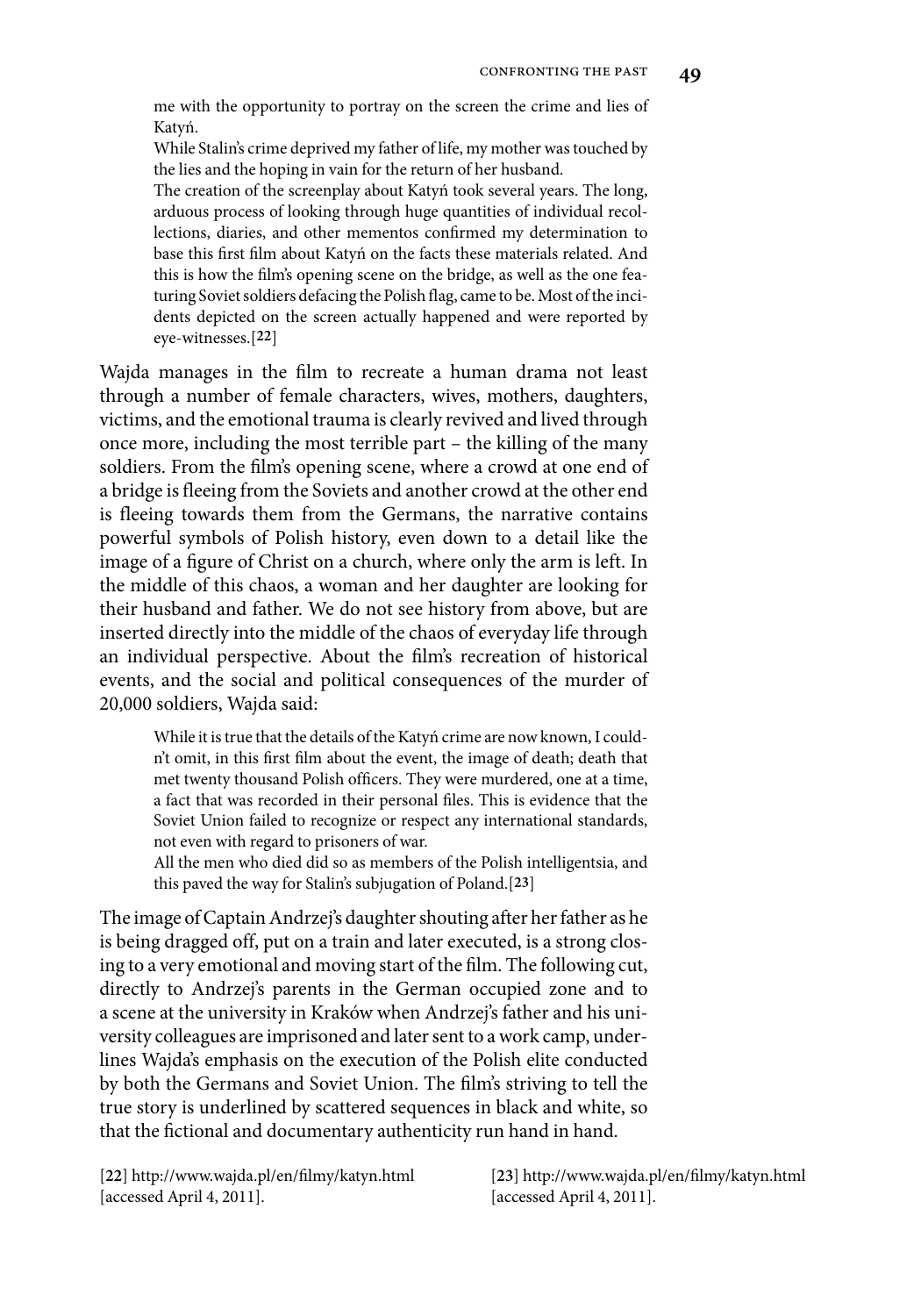> me with the opportunity to portray on the screen the crime and lies of Katyń.
>
> While Stalin's crime deprived my father of life, my mother was touched by the lies and the hoping in vain for the return of her husband.
>
> The creation of the screenplay about Katyń took several years. The long, arduous process of looking through huge quantities of individual recollections, diaries, and other mementos confirmed my determination to base this first film about Katyń on the facts these materials related. And this is how the film's opening scene on the bridge, as well as the one featuring Soviet soldiers defacing the Polish flag, came to be. Most of the incidents depicted on the screen actually happened and were reported by eye-witnesses.[22]

Wajda manages in the film to recreate a human drama not least through a number of female characters, wives, mothers, daughters, victims, and the emotional trauma is clearly revived and lived through once more, including the most terrible part – the killing of the many soldiers. From the film's opening scene, where a crowd at one end of a bridge is fleeing from the Soviets and another crowd at the other end is fleeing towards them from the Germans, the narrative contains powerful symbols of Polish history, even down to a detail like the image of a figure of Christ on a church, where only the arm is left. In the middle of this chaos, a woman and her daughter are looking for their husband and father. We do not see history from above, but are inserted directly into the middle of the chaos of everyday life through an individual perspective. About the film's recreation of historical events, and the social and political consequences of the murder of 20,000 soldiers, Wajda said:

> While it is true that the details of the Katyń crime are now known, I couldn't omit, in this first film about the event, the image of death; death that met twenty thousand Polish officers. They were murdered, one at a time, a fact that was recorded in their personal files. This is evidence that the Soviet Union failed to recognize or respect any international standards, not even with regard to prisoners of war.
>
> All the men who died did so as members of the Polish intelligentsia, and this paved the way for Stalin's subjugation of Poland.[23]

The image of Captain Andrzej's daughter shouting after her father as he is being dragged off, put on a train and later executed, is a strong closing to a very emotional and moving start of the film. The following cut, directly to Andrzej's parents in the German occupied zone and to a scene at the university in Kraków when Andrzej's father and his university colleagues are imprisoned and later sent to a work camp, underlines Wajda's emphasis on the execution of the Polish elite conducted by both the Germans and Soviet Union. The film's striving to tell the true story is underlined by scattered sequences in black and white, so that the fictional and documentary authenticity run hand in hand.

[22] http://www.wajda.pl/en/filmy/katyn.html [accessed April 4, 2011].

[23] http://www.wajda.pl/en/filmy/katyn.html [accessed April 4, 2011].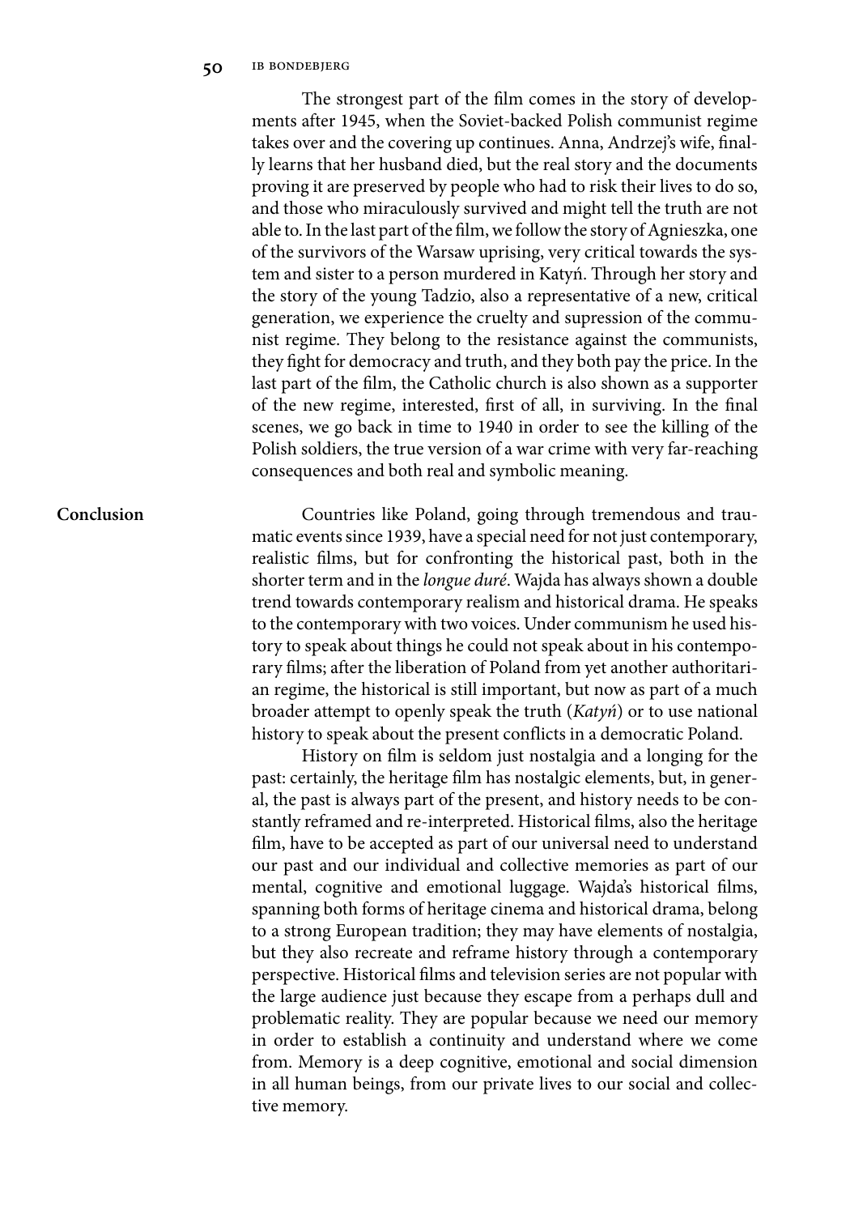The strongest part of the film comes in the story of developments after 1945, when the Soviet-backed Polish communist regime takes over and the covering up continues. Anna, Andrzej's wife, finally learns that her husband died, but the real story and the documents proving it are preserved by people who had to risk their lives to do so, and those who miraculously survived and might tell the truth are not able to. In the last part of the film, we follow the story of Agnieszka, one of the survivors of the Warsaw uprising, very critical towards the system and sister to a person murdered in Katyń. Through her story and the story of the young Tadzio, also a representative of a new, critical generation, we experience the cruelty and supression of the communist regime. They belong to the resistance against the communists, they fight for democracy and truth, and they both pay the price. In the last part of the film, the Catholic church is also shown as a supporter of the new regime, interested, first of all, in surviving. In the final scenes, we go back in time to 1940 in order to see the killing of the Polish soldiers, the true version of a war crime with very far-reaching consequences and both real and symbolic meaning.

## Conclusion

Countries like Poland, going through tremendous and traumatic events since 1939, have a special need for not just contemporary, realistic films, but for confronting the historical past, both in the shorter term and in the *longue duré*. Wajda has always shown a double trend towards contemporary realism and historical drama. He speaks to the contemporary with two voices. Under communism he used history to speak about things he could not speak about in his contemporary films; after the liberation of Poland from yet another authoritarian regime, the historical is still important, but now as part of a much broader attempt to openly speak the truth (*Katyń*) or to use national history to speak about the present conflicts in a democratic Poland.

History on film is seldom just nostalgia and a longing for the past: certainly, the heritage film has nostalgic elements, but, in general, the past is always part of the present, and history needs to be constantly reframed and re-interpreted. Historical films, also the heritage film, have to be accepted as part of our universal need to understand our past and our individual and collective memories as part of our mental, cognitive and emotional luggage. Wajda's historical films, spanning both forms of heritage cinema and historical drama, belong to a strong European tradition; they may have elements of nostalgia, but they also recreate and reframe history through a contemporary perspective. Historical films and television series are not popular with the large audience just because they escape from a perhaps dull and problematic reality. They are popular because we need our memory in order to establish a continuity and understand where we come from. Memory is a deep cognitive, emotional and social dimension in all human beings, from our private lives to our social and collective memory.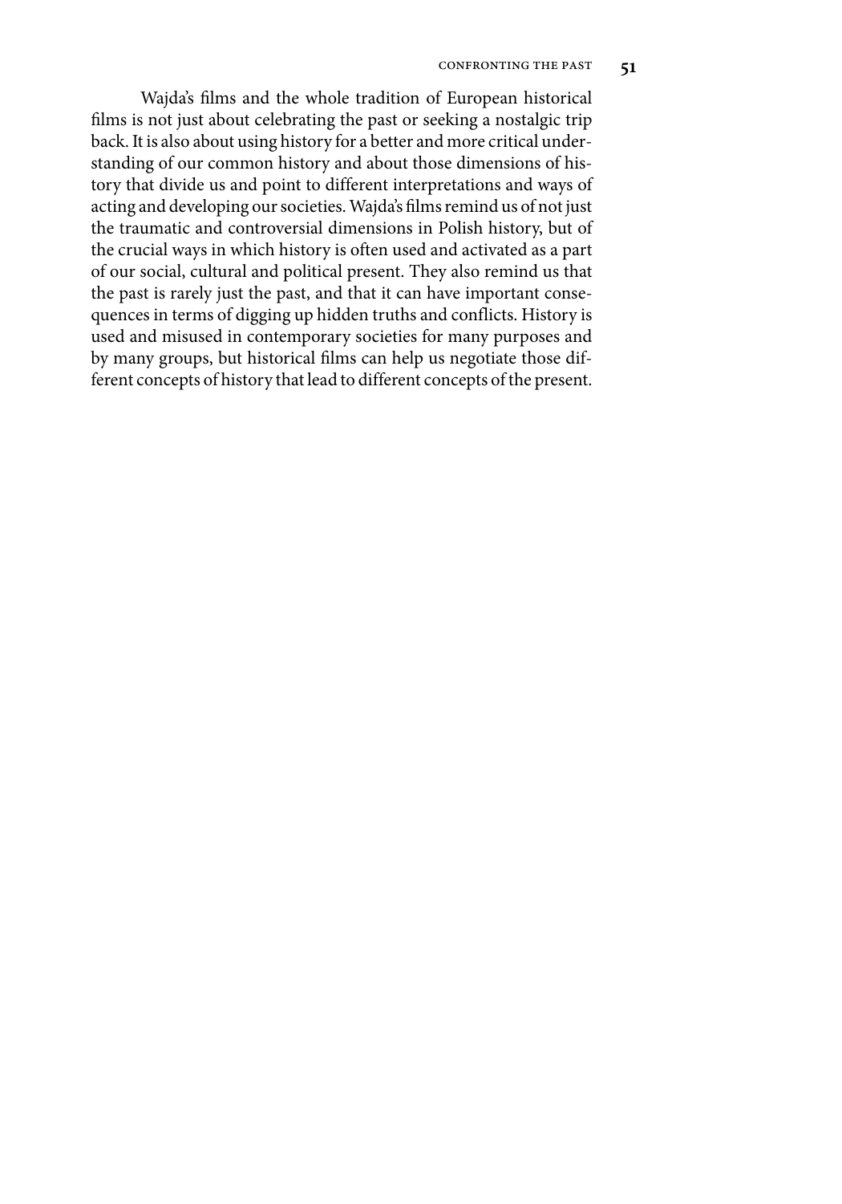Wajda's films and the whole tradition of European historical films is not just about celebrating the past or seeking a nostalgic trip back. It is also about using history for a better and more critical understanding of our common history and about those dimensions of history that divide us and point to different interpretations and ways of acting and developing our societies. Wajda's films remind us of not just the traumatic and controversial dimensions in Polish history, but of the crucial ways in which history is often used and activated as a part of our social, cultural and political present. They also remind us that the past is rarely just the past, and that it can have important consequences in terms of digging up hidden truths and conflicts. History is used and misused in contemporary societies for many purposes and by many groups, but historical films can help us negotiate those different concepts of history that lead to different concepts of the present.